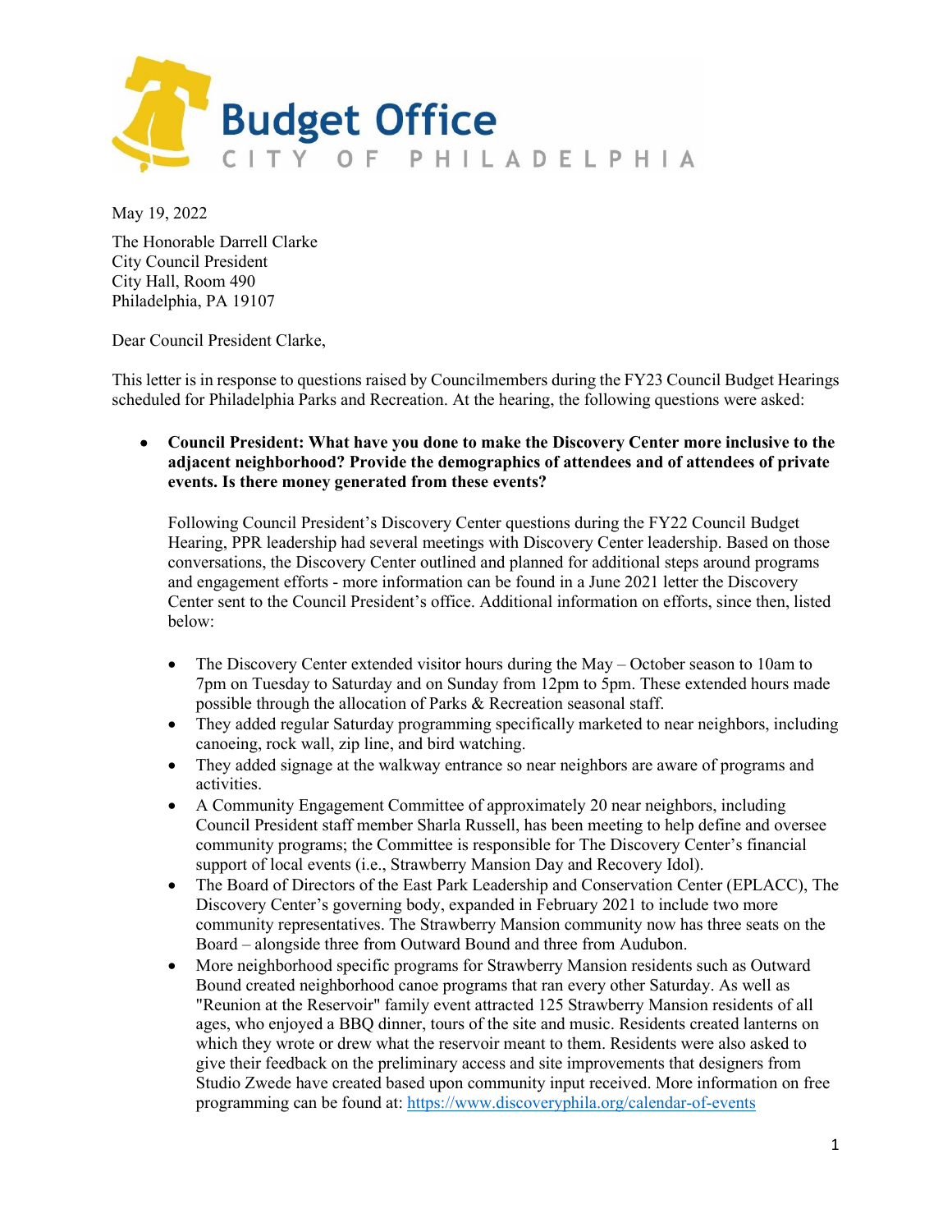# Budget Office

CITY OF PHILADELPHIA

May 19, 2022

The Honorable Darrell Clarke
City Council President
City Hall, Room 490
Philadelphia, PA 19107

Dear Council President Clarke,

This letter is in response to questions raised by Councilmembers during the FY23 Council Budget Hearings scheduled for Philadelphia Parks and Recreation. At the hearing, the following questions were asked:

- **Council President: What have you done to make the Discovery Center more inclusive to the adjacent neighborhood? Provide the demographics of attendees and of attendees of private events. Is there money generated from these events?**

  Following Council President's Discovery Center questions during the FY22 Council Budget Hearing, PPR leadership had several meetings with Discovery Center leadership. Based on those conversations, the Discovery Center outlined and planned for additional steps around programs and engagement efforts - more information can be found in a June 2021 letter the Discovery Center sent to the Council President's office. Additional information on efforts, since then, listed below:

  - The Discovery Center extended visitor hours during the May – October season to 10am to 7pm on Tuesday to Saturday and on Sunday from 12pm to 5pm. These extended hours made possible through the allocation of Parks & Recreation seasonal staff.
  - They added regular Saturday programming specifically marketed to near neighbors, including canoeing, rock wall, zip line, and bird watching.
  - They added signage at the walkway entrance so near neighbors are aware of programs and activities.
  - A Community Engagement Committee of approximately 20 near neighbors, including Council President staff member Sharla Russell, has been meeting to help define and oversee community programs; the Committee is responsible for The Discovery Center's financial support of local events (i.e., Strawberry Mansion Day and Recovery Idol).
  - The Board of Directors of the East Park Leadership and Conservation Center (EPLACC), The Discovery Center's governing body, expanded in February 2021 to include two more community representatives. The Strawberry Mansion community now has three seats on the Board – alongside three from Outward Bound and three from Audubon.
  - More neighborhood specific programs for Strawberry Mansion residents such as Outward Bound created neighborhood canoe programs that ran every other Saturday. As well as "Reunion at the Reservoir" family event attracted 125 Strawberry Mansion residents of all ages, who enjoyed a BBQ dinner, tours of the site and music. Residents created lanterns on which they wrote or drew what the reservoir meant to them. Residents were also asked to give their feedback on the preliminary access and site improvements that designers from Studio Zwede have created based upon community input received. More information on free programming can be found at: https://www.discoveryphila.org/calendar-of-events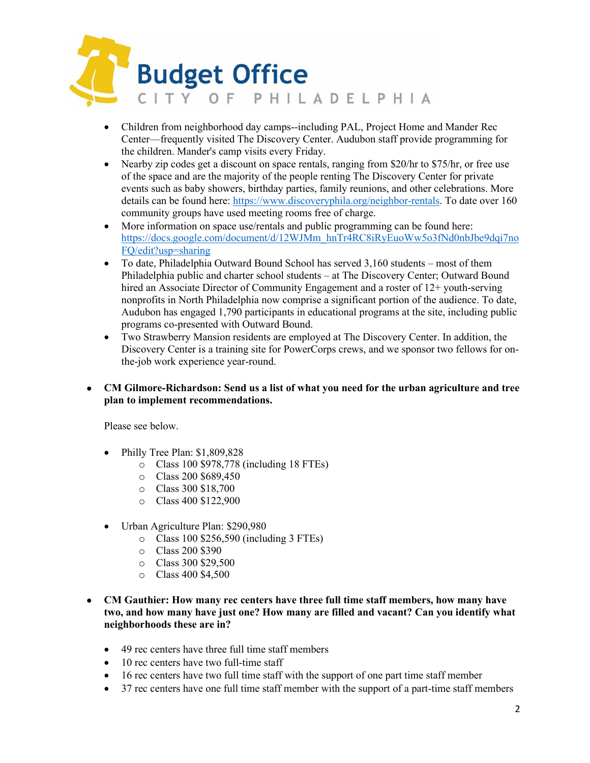- Children from neighborhood day camps--including PAL, Project Home and Mander Rec Center—frequently visited The Discovery Center. Audubon staff provide programming for the children. Mander's camp visits every Friday.
- Nearby zip codes get a discount on space rentals, ranging from $20/hr to $75/hr, or free use of the space and are the majority of the people renting The Discovery Center for private events such as baby showers, birthday parties, family reunions, and other celebrations. More details can be found here: https://www.discoveryphila.org/neighbor-rentals. To date over 160 community groups have used meeting rooms free of charge.
- More information on space use/rentals and public programming can be found here: https://docs.google.com/document/d/12WJMm_hnTr4RC8iRyEuoWw5o3fNd0nbJbe9dqi7noFQ/edit?usp=sharing
- To date, Philadelphia Outward Bound School has served 3,160 students – most of them Philadelphia public and charter school students – at The Discovery Center; Outward Bound hired an Associate Director of Community Engagement and a roster of 12+ youth-serving nonprofits in North Philadelphia now comprise a significant portion of the audience. To date, Audubon has engaged 1,790 participants in educational programs at the site, including public programs co-presented with Outward Bound.
- Two Strawberry Mansion residents are employed at The Discovery Center. In addition, the Discovery Center is a training site for PowerCorps crews, and we sponsor two fellows for on-the-job work experience year-round.

- **CM Gilmore-Richardson: Send us a list of what you need for the urban agriculture and tree plan to implement recommendations.**

  Please see below.

  - Philly Tree Plan: $1,809,828
    - Class 100 $978,778 (including 18 FTEs)
    - Class 200 $689,450
    - Class 300 $18,700
    - Class 400 $122,900

  - Urban Agriculture Plan: $290,980
    - Class 100 $256,590 (including 3 FTEs)
    - Class 200 $390
    - Class 300 $29,500
    - Class 400 $4,500

- **CM Gauthier: How many rec centers have three full time staff members, how many have two, and how many have just one? How many are filled and vacant? Can you identify what neighborhoods these are in?**

  - 49 rec centers have three full time staff members
  - 10 rec centers have two full-time staff
  - 16 rec centers have two full time staff with the support of one part time staff member
  - 37 rec centers have one full time staff member with the support of a part-time staff members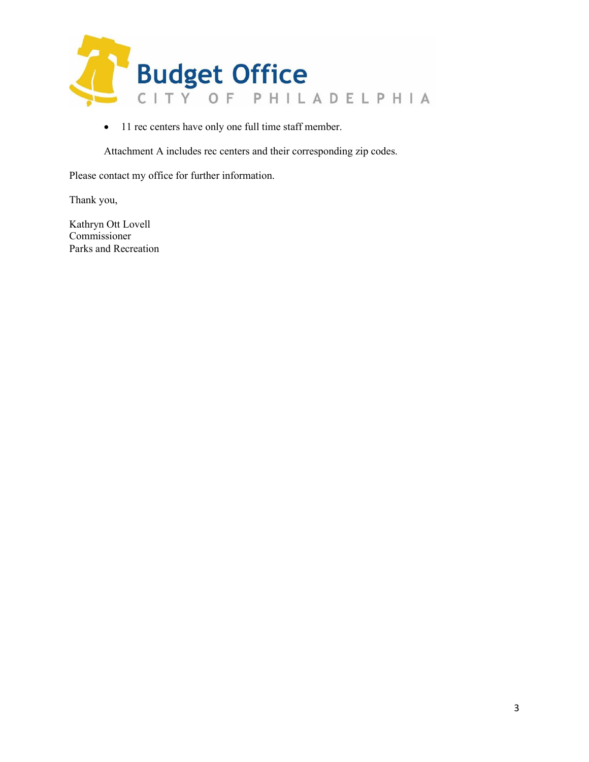- 11 rec centers have only one full time staff member.

Attachment A includes rec centers and their corresponding zip codes.

Please contact my office for further information.

Thank you,

Kathryn Ott Lovell
Commissioner
Parks and Recreation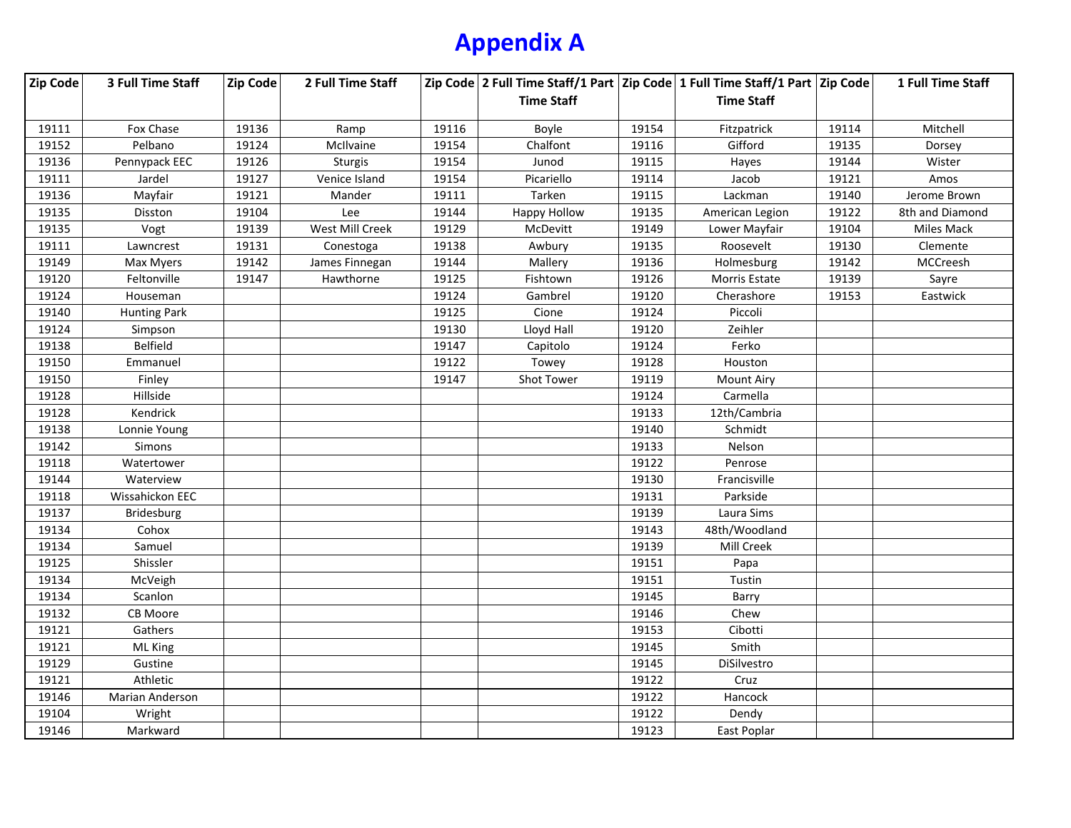# Appendix A

| Zip Code | 3 Full Time Staff | Zip Code | 2 Full Time Staff | Zip Code | 2 Full Time Staff/1 Part Time Staff | Zip Code | 1 Full Time Staff/1 Part Time Staff | Zip Code | 1 Full Time Staff |
|---|---|---|---|---|---|---|---|---|---|
| 19111 | Fox Chase | 19136 | Ramp | 19116 | Boyle | 19154 | Fitzpatrick | 19114 | Mitchell |
| 19152 | Pelbano | 19124 | McIlvaine | 19154 | Chalfont | 19116 | Gifford | 19135 | Dorsey |
| 19136 | Pennypack EEC | 19126 | Sturgis | 19154 | Junod | 19115 | Hayes | 19144 | Wister |
| 19111 | Jardel | 19127 | Venice Island | 19154 | Picariello | 19114 | Jacob | 19121 | Amos |
| 19136 | Mayfair | 19121 | Mander | 19111 | Tarken | 19115 | Lackman | 19140 | Jerome Brown |
| 19135 | Disston | 19104 | Lee | 19144 | Happy Hollow | 19135 | American Legion | 19122 | 8th and Diamond |
| 19135 | Vogt | 19139 | West Mill Creek | 19129 | McDevitt | 19149 | Lower Mayfair | 19104 | Miles Mack |
| 19111 | Lawncrest | 19131 | Conestoga | 19138 | Awbury | 19135 | Roosevelt | 19130 | Clemente |
| 19149 | Max Myers | 19142 | James Finnegan | 19144 | Mallery | 19136 | Holmesburg | 19142 | MCCreesh |
| 19120 | Feltonville | 19147 | Hawthorne | 19125 | Fishtown | 19126 | Morris Estate | 19139 | Sayre |
| 19124 | Houseman | | | 19124 | Gambrel | 19120 | Cherashore | 19153 | Eastwick |
| 19140 | Hunting Park | | | 19125 | Cione | 19124 | Piccoli | | |
| 19124 | Simpson | | | 19130 | Lloyd Hall | 19120 | Zeihler | | |
| 19138 | Belfield | | | 19147 | Capitolo | 19124 | Ferko | | |
| 19150 | Emmanuel | | | 19122 | Towey | 19128 | Houston | | |
| 19150 | Finley | | | 19147 | Shot Tower | 19119 | Mount Airy | | |
| 19128 | Hillside | | | | | 19124 | Carmella | | |
| 19128 | Kendrick | | | | | 19133 | 12th/Cambria | | |
| 19138 | Lonnie Young | | | | | 19140 | Schmidt | | |
| 19142 | Simons | | | | | 19133 | Nelson | | |
| 19118 | Watertower | | | | | 19122 | Penrose | | |
| 19144 | Waterview | | | | | 19130 | Francisville | | |
| 19118 | Wissahickon EEC | | | | | 19131 | Parkside | | |
| 19137 | Bridesburg | | | | | 19139 | Laura Sims | | |
| 19134 | Cohox | | | | | 19143 | 48th/Woodland | | |
| 19134 | Samuel | | | | | 19139 | Mill Creek | | |
| 19125 | Shissler | | | | | 19151 | Papa | | |
| 19134 | McVeigh | | | | | 19151 | Tustin | | |
| 19134 | Scanlon | | | | | 19145 | Barry | | |
| 19132 | CB Moore | | | | | 19146 | Chew | | |
| 19121 | Gathers | | | | | 19153 | Cibotti | | |
| 19121 | ML King | | | | | 19145 | Smith | | |
| 19129 | Gustine | | | | | 19145 | DiSilvestro | | |
| 19121 | Athletic | | | | | 19122 | Cruz | | |
| 19146 | Marian Anderson | | | | | 19122 | Hancock | | |
| 19104 | Wright | | | | | 19122 | Dendy | | |
| 19146 | Markward | | | | | 19123 | East Poplar | | |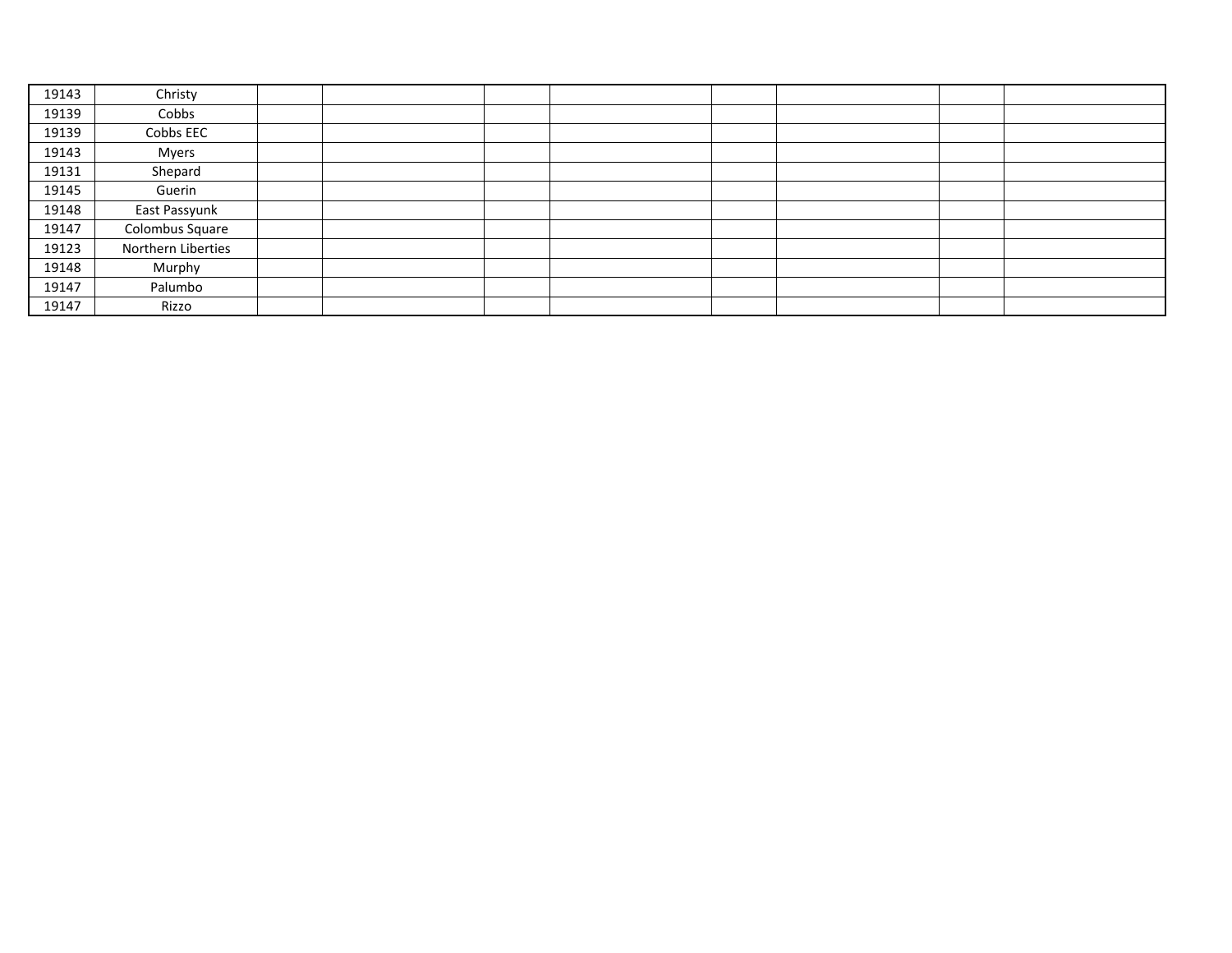| | | | | | | | | | |
|---|---|---|---|---|---|---|---|---|---|
| 19143 | Christy | | | | | | | | |
| 19139 | Cobbs | | | | | | | | |
| 19139 | Cobbs EEC | | | | | | | | |
| 19143 | Myers | | | | | | | | |
| 19131 | Shepard | | | | | | | | |
| 19145 | Guerin | | | | | | | | |
| 19148 | East Passyunk | | | | | | | | |
| 19147 | Colombus Square | | | | | | | | |
| 19123 | Northern Liberties | | | | | | | | |
| 19148 | Murphy | | | | | | | | |
| 19147 | Palumbo | | | | | | | | |
| 19147 | Rizzo | | | | | | | | |